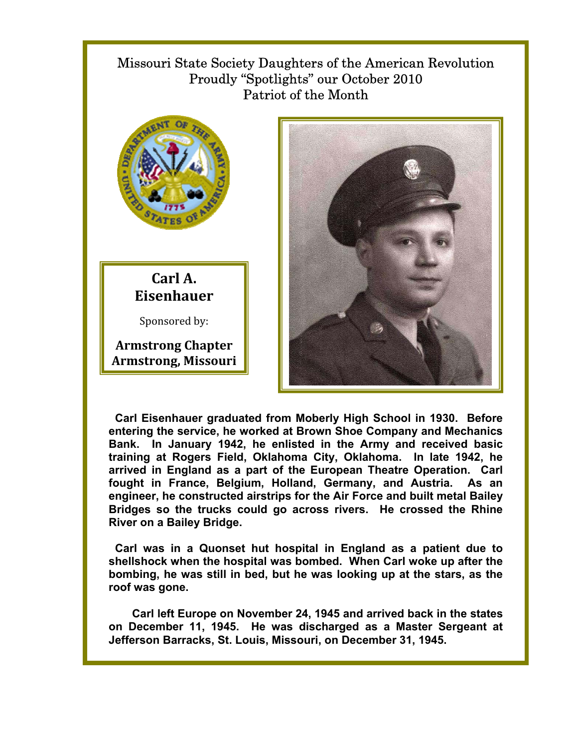Missouri State Society Daughters of the American Revolution
Proudly "Spotlights" our October 2010
Patriot of the Month

## Carl A. Eisenhauer

Sponsored by:

**Armstrong Chapter**
**Armstrong, Missouri**

**Carl Eisenhauer graduated from Moberly High School in 1930. Before entering the service, he worked at Brown Shoe Company and Mechanics Bank. In January 1942, he enlisted in the Army and received basic training at Rogers Field, Oklahoma City, Oklahoma. In late 1942, he arrived in England as a part of the European Theatre Operation. Carl fought in France, Belgium, Holland, Germany, and Austria. As an engineer, he constructed airstrips for the Air Force and built metal Bailey Bridges so the trucks could go across rivers. He crossed the Rhine River on a Bailey Bridge.**

**Carl was in a Quonset hut hospital in England as a patient due to shellshock when the hospital was bombed. When Carl woke up after the bombing, he was still in bed, but he was looking up at the stars, as the roof was gone.**

**Carl left Europe on November 24, 1945 and arrived back in the states on December 11, 1945. He was discharged as a Master Sergeant at Jefferson Barracks, St. Louis, Missouri, on December 31, 1945.**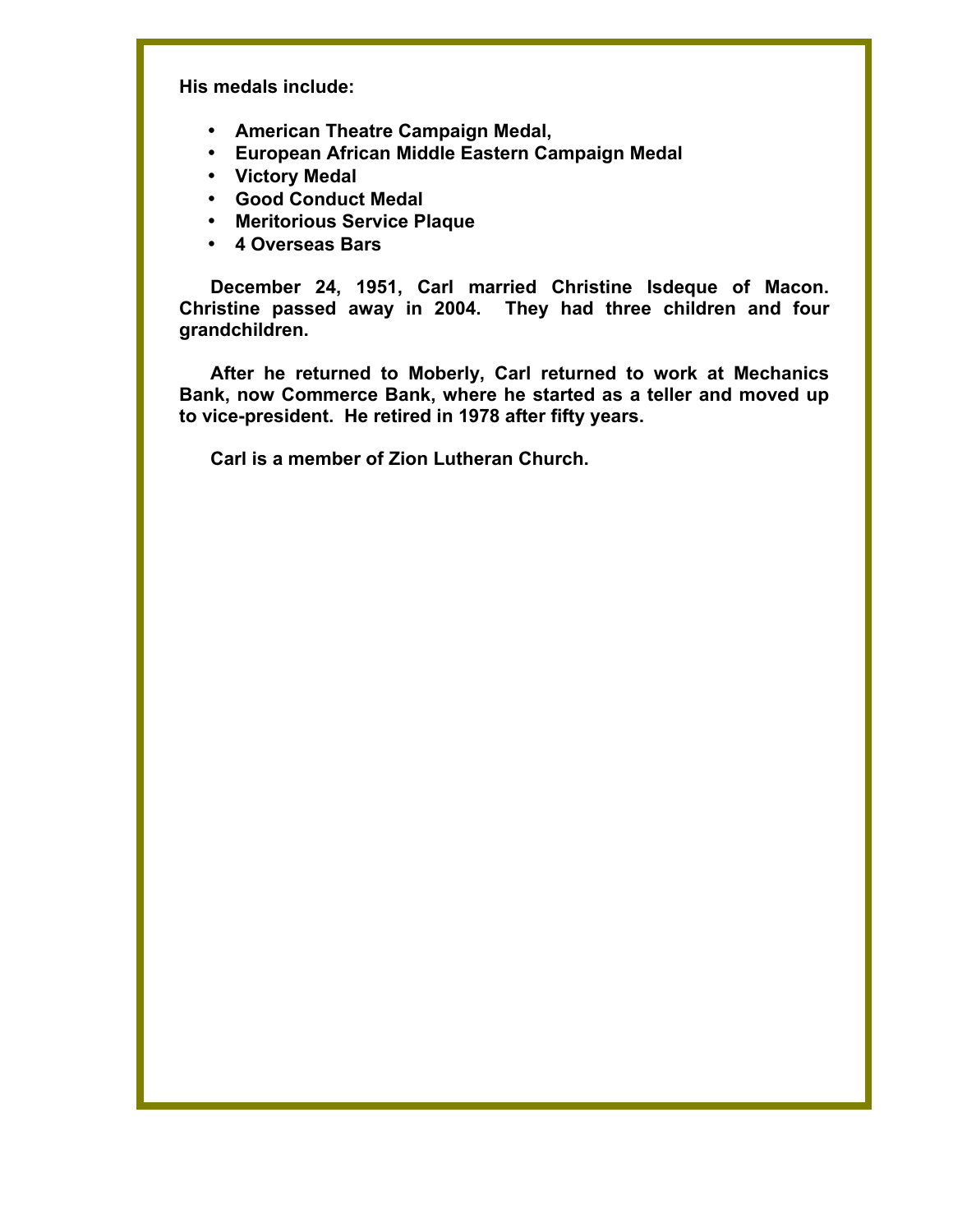**His medals include:**

- **American Theatre Campaign Medal,**
- **European African Middle Eastern Campaign Medal**
- **Victory Medal**
- **Good Conduct Medal**
- **Meritorious Service Plaque**
- **4 Overseas Bars**

**December 24, 1951, Carl married Christine Isdeque of Macon. Christine passed away in 2004. They had three children and four grandchildren.**

**After he returned to Moberly, Carl returned to work at Mechanics Bank, now Commerce Bank, where he started as a teller and moved up to vice-president. He retired in 1978 after fifty years.**

**Carl is a member of Zion Lutheran Church.**